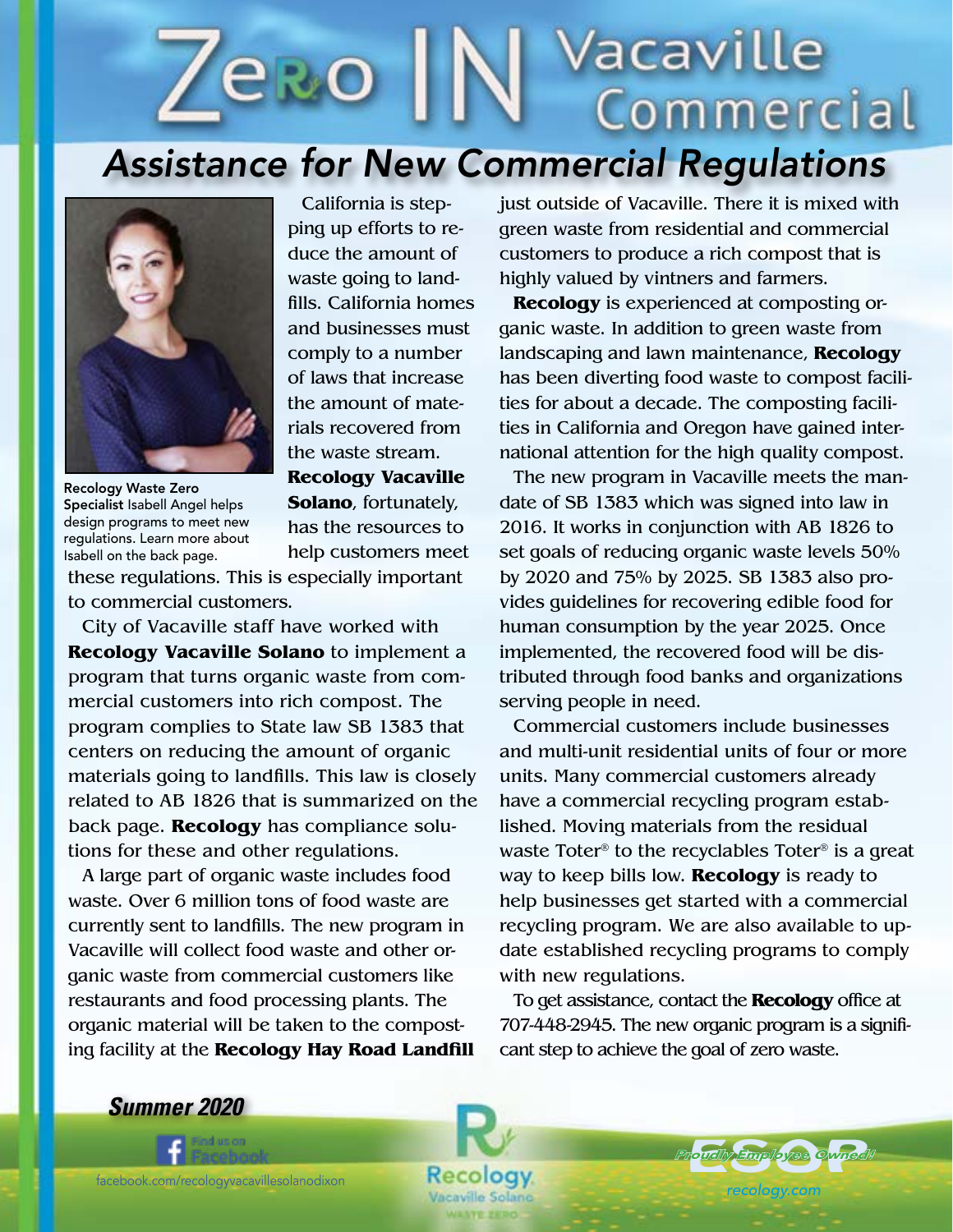# Zero IN Vacaville Commercial

## Assistance for New Commercial Regulations

**Recology Waste Zero Specialist** Isabell Angel helps design programs to meet new regulations. Learn more about Isabell on the back page.

California is stepping up efforts to reduce the amount of waste going to landfills. California homes and businesses must comply to a number of laws that increase the amount of materials recovered from the waste stream. **Recology Vacaville Solano**, fortunately, has the resources to help customers meet these regulations. This is especially important to commercial customers.

City of Vacaville staff have worked with **Recology Vacaville Solano** to implement a program that turns organic waste from commercial customers into rich compost. The program complies to State law SB 1383 that centers on reducing the amount of organic materials going to landfills. This law is closely related to AB 1826 that is summarized on the back page. **Recology** has compliance solutions for these and other regulations.

A large part of organic waste includes food waste. Over 6 million tons of food waste are currently sent to landfills. The new program in Vacaville will collect food waste and other organic waste from commercial customers like restaurants and food processing plants. The organic material will be taken to the composting facility at the **Recology Hay Road Landfill** just outside of Vacaville. There it is mixed with green waste from residential and commercial customers to produce a rich compost that is highly valued by vintners and farmers.

**Recology** is experienced at composting organic waste. In addition to green waste from landscaping and lawn maintenance, **Recology** has been diverting food waste to compost facilities for about a decade. The composting facilities in California and Oregon have gained international attention for the high quality compost.

The new program in Vacaville meets the mandate of SB 1383 which was signed into law in 2016. It works in conjunction with AB 1826 to set goals of reducing organic waste levels 50% by 2020 and 75% by 2025. SB 1383 also provides guidelines for recovering edible food for human consumption by the year 2025. Once implemented, the recovered food will be distributed through food banks and organizations serving people in need.

Commercial customers include businesses and multi-unit residential units of four or more units. Many commercial customers already have a commercial recycling program established. Moving materials from the residual waste Toter® to the recyclables Toter® is a great way to keep bills low. **Recology** is ready to help businesses get started with a commercial recycling program. We are also available to update established recycling programs to comply with new regulations.

To get assistance, contact the **Recology** office at 707-448-2945. The new organic program is a significant step to achieve the goal of zero waste.

***Summer 2020***

Find us on Facebook

facebook.com/recologyvacavillesolanodixon

Recology Vacaville Solano WASTE ZERO

ESOP *Proudly Employee Owned!*

recology.com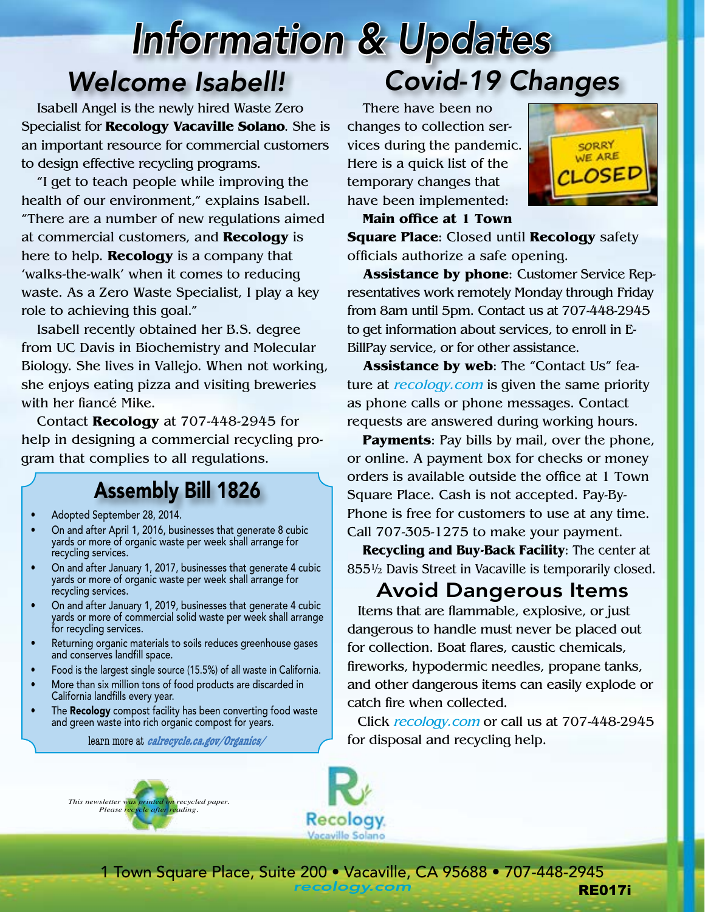# Information & Updates

## Welcome Isabell!

Isabell Angel is the newly hired Waste Zero Specialist for **Recology Vacaville Solano**. She is an important resource for commercial customers to design effective recycling programs.

"I get to teach people while improving the health of our environment," explains Isabell. "There are a number of new regulations aimed at commercial customers, and **Recology** is here to help. **Recology** is a company that 'walks-the-walk' when it comes to reducing waste. As a Zero Waste Specialist, I play a key role to achieving this goal."

Isabell recently obtained her B.S. degree from UC Davis in Biochemistry and Molecular Biology. She lives in Vallejo. When not working, she enjoys eating pizza and visiting breweries with her fiancé Mike.

Contact **Recology** at 707-448-2945 for help in designing a commercial recycling program that complies to all regulations.

### Assembly Bill 1826

- Adopted September 28, 2014.
- On and after April 1, 2016, businesses that generate 8 cubic yards or more of organic waste per week shall arrange for recycling services.
- On and after January 1, 2017, businesses that generate 4 cubic yards or more of organic waste per week shall arrange for recycling services.
- On and after January 1, 2019, businesses that generate 4 cubic yards or more of commercial solid waste per week shall arrange for recycling services.
- Returning organic materials to soils reduces greenhouse gases and conserves landfill space.
- Food is the largest single source (15.5%) of all waste in California.
- More than six million tons of food products are discarded in California landfills every year.
- The **Recology** compost facility has been converting food waste and green waste into rich organic compost for years.

learn more at *calrecycle.ca.gov/Organics/*

## Covid-19 Changes

There have been no changes to collection services during the pandemic. Here is a quick list of the temporary changes that have been implemented:

**Main office at 1 Town Square Place**: Closed until **Recology** safety officials authorize a safe opening.

**Assistance by phone**: Customer Service Representatives work remotely Monday through Friday from 8am until 5pm. Contact us at 707-448-2945 to get information about services, to enroll in E-BillPay service, or for other assistance.

**Assistance by web**: The "Contact Us" feature at *recology.com* is given the same priority as phone calls or phone messages. Contact requests are answered during working hours.

**Payments**: Pay bills by mail, over the phone, or online. A payment box for checks or money orders is available outside the office at 1 Town Square Place. Cash is not accepted. Pay-By-Phone is free for customers to use at any time. Call 707-305-1275 to make your payment.

**Recycling and Buy-Back Facility**: The center at 855½ Davis Street in Vacaville is temporarily closed.

## Avoid Dangerous Items

Items that are flammable, explosive, or just dangerous to handle must never be placed out for collection. Boat flares, caustic chemicals, fireworks, hypodermic needles, propane tanks, and other dangerous items can easily explode or catch fire when collected.

Click *recology.com* or call us at 707-448-2945 for disposal and recycling help.

*This newsletter was printed on recycled paper. Please recycle after reading.*

Recology Vacaville Solano

1 Town Square Place, Suite 200 • Vacaville, CA 95688 • 707-448-2945
*recology.com*

RE017i